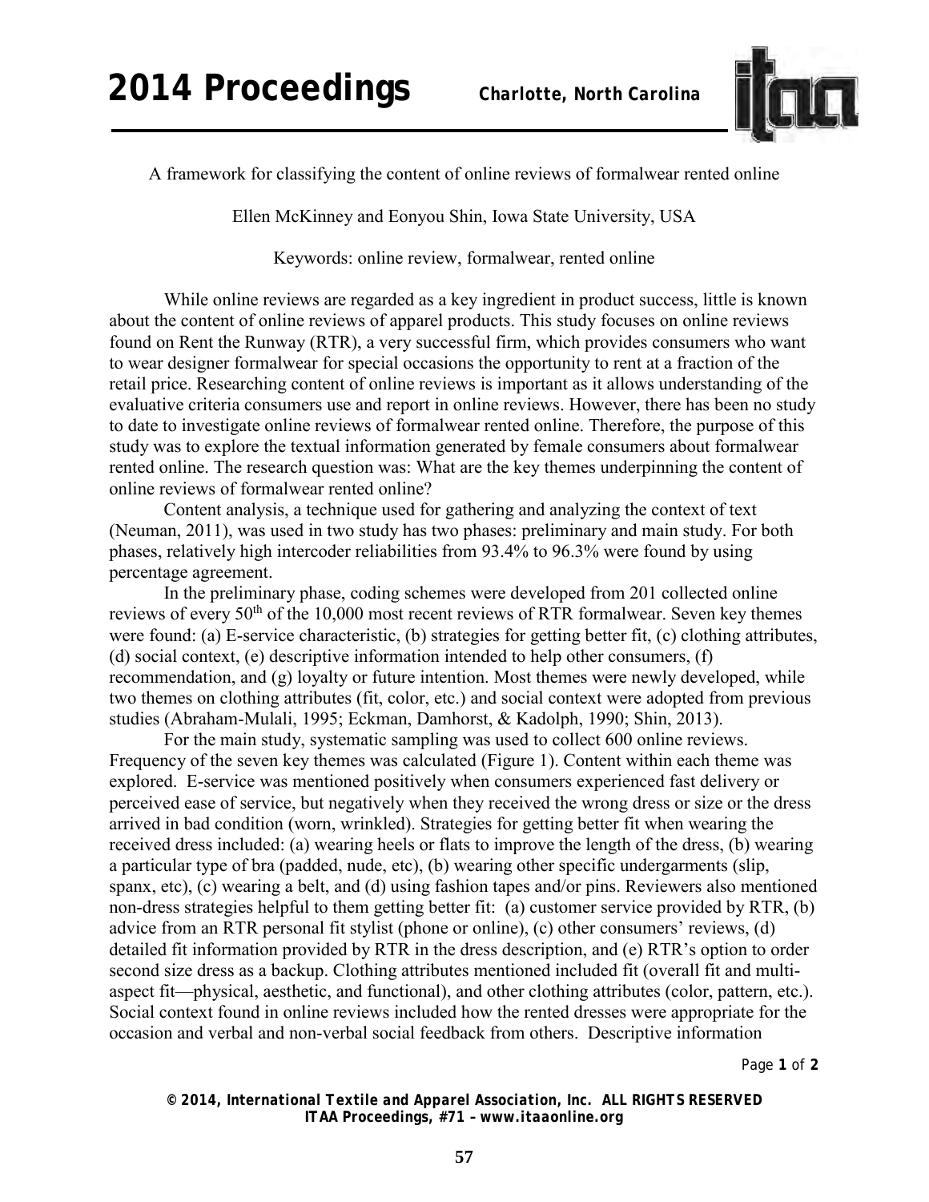A framework for classifying the content of online reviews of formalwear rented online

Ellen McKinney and Eonyou Shin, Iowa State University, USA

Keywords: online review, formalwear, rented online

While online reviews are regarded as a key ingredient in product success, little is known about the content of online reviews of apparel products. This study focuses on online reviews found on Rent the Runway (RTR), a very successful firm, which provides consumers who want to wear designer formalwear for special occasions the opportunity to rent at a fraction of the retail price. Researching content of online reviews is important as it allows understanding of the evaluative criteria consumers use and report in online reviews. However, there has been no study to date to investigate online reviews of formalwear rented online. Therefore, the purpose of this study was to explore the textual information generated by female consumers about formalwear rented online. The research question was: What are the key themes underpinning the content of online reviews of formalwear rented online?

Content analysis, a technique used for gathering and analyzing the context of text (Neuman, 2011), was used in two study has two phases: preliminary and main study. For both phases, relatively high intercoder reliabilities from 93.4% to 96.3% were found by using percentage agreement.

In the preliminary phase, coding schemes were developed from 201 collected online reviews of every 50th of the 10,000 most recent reviews of RTR formalwear. Seven key themes were found: (a) E-service characteristic, (b) strategies for getting better fit, (c) clothing attributes, (d) social context, (e) descriptive information intended to help other consumers, (f) recommendation, and (g) loyalty or future intention. Most themes were newly developed, while two themes on clothing attributes (fit, color, etc.) and social context were adopted from previous studies (Abraham-Mulali, 1995; Eckman, Damhorst, & Kadolph, 1990; Shin, 2013).

For the main study, systematic sampling was used to collect 600 online reviews. Frequency of the seven key themes was calculated (Figure 1). Content within each theme was explored. E-service was mentioned positively when consumers experienced fast delivery or perceived ease of service, but negatively when they received the wrong dress or size or the dress arrived in bad condition (worn, wrinkled). Strategies for getting better fit when wearing the received dress included: (a) wearing heels or flats to improve the length of the dress, (b) wearing a particular type of bra (padded, nude, etc), (b) wearing other specific undergarments (slip, spanx, etc), (c) wearing a belt, and (d) using fashion tapes and/or pins. Reviewers also mentioned non-dress strategies helpful to them getting better fit: (a) customer service provided by RTR, (b) advice from an RTR personal fit stylist (phone or online), (c) other consumers' reviews, (d) detailed fit information provided by RTR in the dress description, and (e) RTR's option to order second size dress as a backup. Clothing attributes mentioned included fit (overall fit and multi-aspect fit—physical, aesthetic, and functional), and other clothing attributes (color, pattern, etc.). Social context found in online reviews included how the rented dresses were appropriate for the occasion and verbal and non-verbal social feedback from others. Descriptive information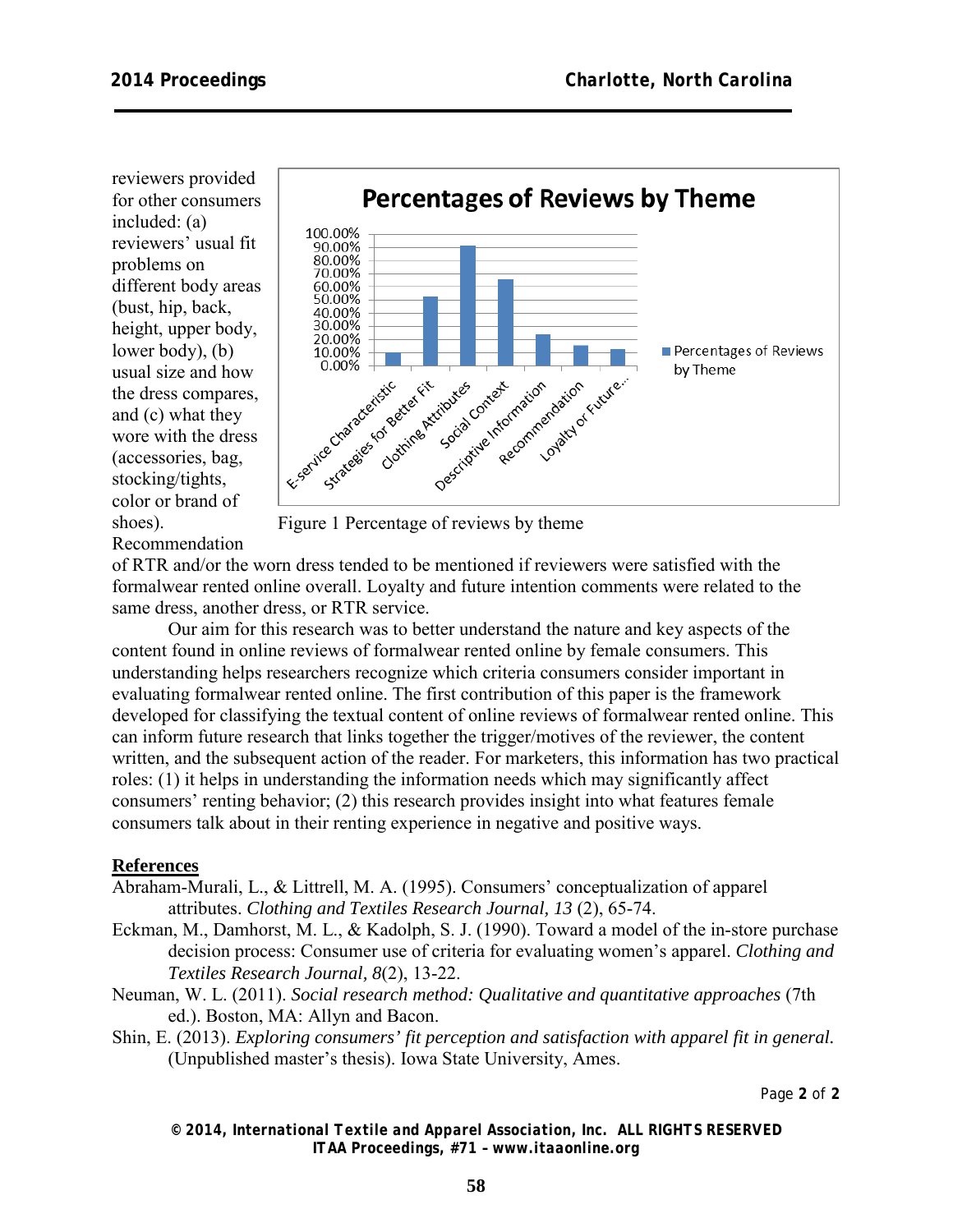reviewers provided for other consumers included: (a) reviewers' usual fit problems on different body areas (bust, hip, back, height, upper body, lower body), (b) usual size and how the dress compares, and (c) what they wore with the dress (accessories, bag, stocking/tights, color or brand of shoes).

Percentages of Reviews by Theme

100.00%
90.00%
80.00%
70.00%
60.00%
50.00%
40.00%
30.00%
20.00%
10.00%
0.00%

E-service Characteristic
Strategies for Better Fit
Clothing Attributes
Social Context
Descriptive Information
Recommendation
Loyalty or Future...

Percentages of Reviews by Theme

Figure 1 Percentage of reviews by theme

Recommendation of RTR and/or the worn dress tended to be mentioned if reviewers were satisfied with the formalwear rented online overall. Loyalty and future intention comments were related to the same dress, another dress, or RTR service.

Our aim for this research was to better understand the nature and key aspects of the content found in online reviews of formalwear rented online by female consumers. This understanding helps researchers recognize which criteria consumers consider important in evaluating formalwear rented online. The first contribution of this paper is the framework developed for classifying the textual content of online reviews of formalwear rented online. This can inform future research that links together the trigger/motives of the reviewer, the content written, and the subsequent action of the reader. For marketers, this information has two practical roles: (1) it helps in understanding the information needs which may significantly affect consumers' renting behavior; (2) this research provides insight into what features female consumers talk about in their renting experience in negative and positive ways.

**References**

Abraham-Murali, L., & Littrell, M. A. (1995). Consumers' conceptualization of apparel attributes. *Clothing and Textiles Research Journal, 13* (2), 65-74.

Eckman, M., Damhorst, M. L., & Kadolph, S. J. (1990). Toward a model of the in-store purchase decision process: Consumer use of criteria for evaluating women's apparel. *Clothing and Textiles Research Journal, 8*(2), 13-22.

Neuman, W. L. (2011). *Social research method: Qualitative and quantitative approaches* (7th ed.). Boston, MA: Allyn and Bacon.

Shin, E. (2013). *Exploring consumers' fit perception and satisfaction with apparel fit in general.* (Unpublished master's thesis). Iowa State University, Ames.

© 2014, International Textile and Apparel Association, Inc. ALL RIGHTS RESERVED
ITAA Proceedings, #71 – www.itaaonline.org